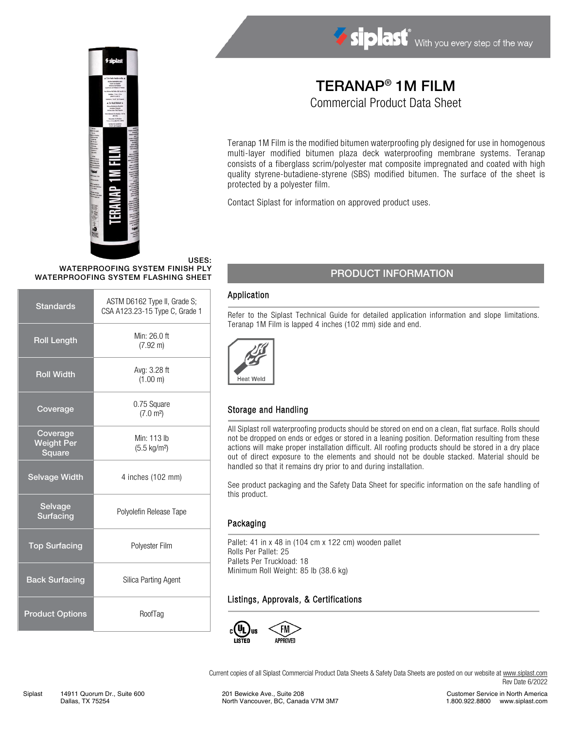# TERANAP® 1M FILM

## Commercial Product Data Sheet

Teranap 1M Film is the modified bitumen waterproofing ply designed for use in homogenous multi-layer modified bitumen plaza deck waterproofing membrane systems. Teranap consists of a fiberglass scrim/polyester mat composite impregnated and coated with high quality styrene-butadiene-styrene (SBS) modified bitumen. The surface of the sheet is protected by a polyester film.

Contact Siplast for information on approved product uses.

**USES:**
**WATERPROOFING SYSTEM FINISH PLY**
**WATERPROOFING SYSTEM FLASHING SHEET**

| | |
|---|---|
| Standards | ASTM D6162 Type II, Grade S; CSA A123.23-15 Type C, Grade 1 |
| Roll Length | Min: 26.0 ft (7.92 m) |
| Roll Width | Avg: 3.28 ft (1.00 m) |
| Coverage | 0.75 Square (7.0 m²) |
| Coverage Weight Per Square | Min: 113 lb (5.5 kg/m²) |
| Selvage Width | 4 inches (102 mm) |
| Selvage Surfacing | Polyolefin Release Tape |
| Top Surfacing | Polyester Film |
| Back Surfacing | Silica Parting Agent |
| Product Options | RoofTag |

## PRODUCT INFORMATION

### Application

Refer to the Siplast Technical Guide for detailed application information and slope limitations. Teranap 1M Film is lapped 4 inches (102 mm) side and end.

Heat Weld

### Storage and Handling

All Siplast roll waterproofing products should be stored on end on a clean, flat surface. Rolls should not be dropped on ends or edges or stored in a leaning position. Deformation resulting from these actions will make proper installation difficult. All roofing products should be stored in a dry place out of direct exposure to the elements and should not be double stacked. Material should be handled so that it remains dry prior to and during installation.

See product packaging and the Safety Data Sheet for specific information on the safe handling of this product.

### Packaging

Pallet: 41 in x 48 in (104 cm x 122 cm) wooden pallet
Rolls Per Pallet: 25
Pallets Per Truckload: 18
Minimum Roll Weight: 85 lb (38.6 kg)

### Listings, Approvals, & Certifications

c UL us LISTED
FM APPROVED

Current copies of all Siplast Commercial Product Data Sheets & Safety Data Sheets are posted on our website at www.siplast.com
Rev Date 6/2022

Siplast 14911 Quorum Dr., Suite 600 Dallas, TX 75254 | 201 Bewicke Ave., Suite 208 North Vancouver, BC, Canada V7M 3M7 | Customer Service in North America 1.800.922.8800 www.siplast.com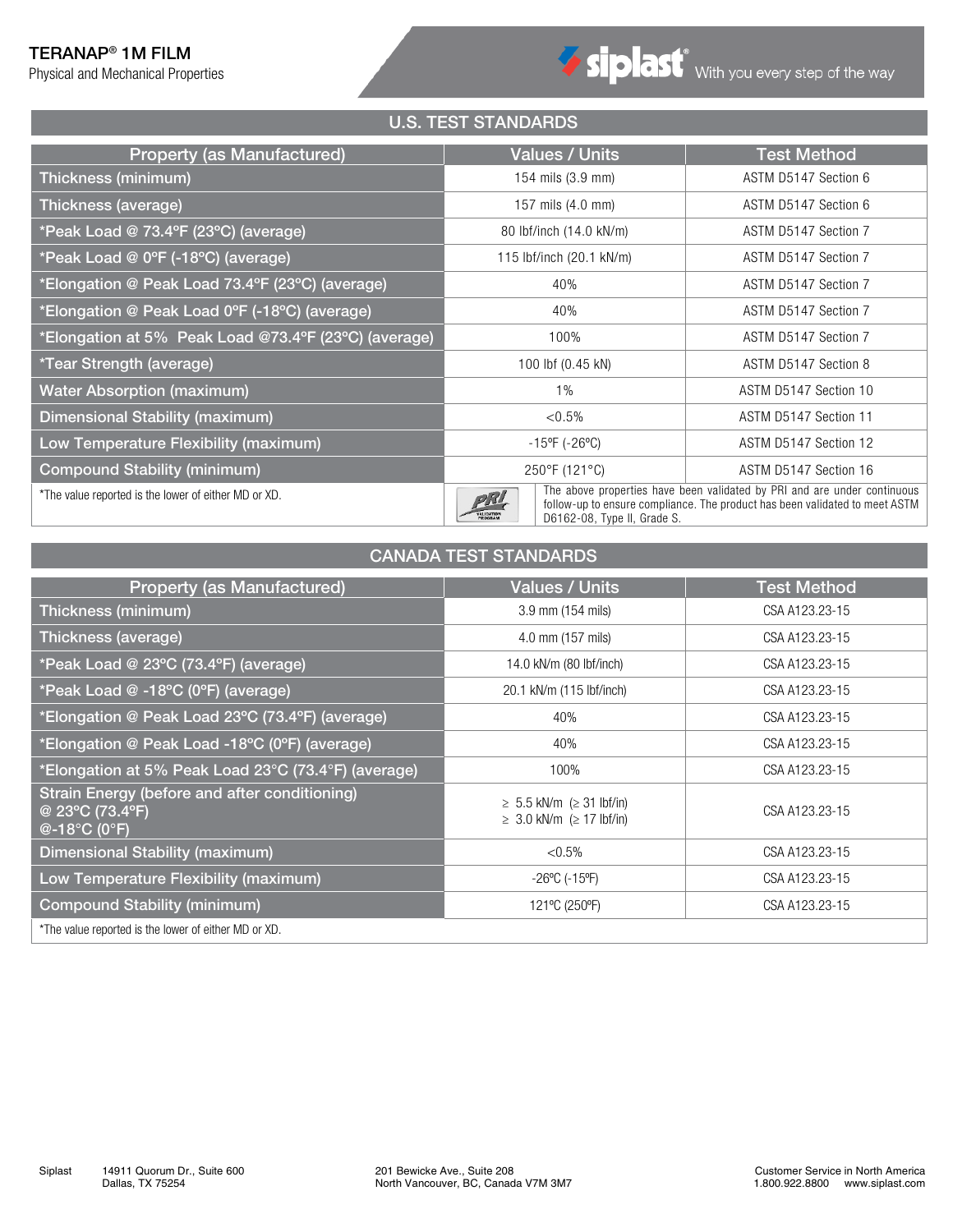# TERANAP® 1M FILM

Physical and Mechanical Properties

siplast With you every step of the way

## U.S. TEST STANDARDS

| Property (as Manufactured) | Values / Units | Test Method |
|---|---|---|
| Thickness (minimum) | 154 mils (3.9 mm) | ASTM D5147 Section 6 |
| Thickness (average) | 157 mils (4.0 mm) | ASTM D5147 Section 6 |
| *Peak Load @ 73.4ºF (23ºC) (average) | 80 lbf/inch (14.0 kN/m) | ASTM D5147 Section 7 |
| *Peak Load @ 0ºF (-18ºC) (average) | 115 lbf/inch (20.1 kN/m) | ASTM D5147 Section 7 |
| *Elongation @ Peak Load 73.4ºF (23ºC) (average) | 40% | ASTM D5147 Section 7 |
| *Elongation @ Peak Load 0ºF (-18ºC) (average) | 40% | ASTM D5147 Section 7 |
| *Elongation at 5% Peak Load @73.4ºF (23ºC) (average) | 100% | ASTM D5147 Section 7 |
| *Tear Strength (average) | 100 lbf (0.45 kN) | ASTM D5147 Section 8 |
| Water Absorption (maximum) | 1% | ASTM D5147 Section 10 |
| Dimensional Stability (maximum) | <0.5% | ASTM D5147 Section 11 |
| Low Temperature Flexibility (maximum) | -15ºF (-26ºC) | ASTM D5147 Section 12 |
| Compound Stability (minimum) | 250°F (121°C) | ASTM D5147 Section 16 |

*The value reported is the lower of either MD or XD.

PRI Validation Program: The above properties have been validated by PRI and are under continuous follow-up to ensure compliance. The product has been validated to meet ASTM D6162-08, Type II, Grade S.

## CANADA TEST STANDARDS

| Property (as Manufactured) | Values / Units | Test Method |
|---|---|---|
| Thickness (minimum) | 3.9 mm (154 mils) | CSA A123.23-15 |
| Thickness (average) | 4.0 mm (157 mils) | CSA A123.23-15 |
| *Peak Load @ 23ºC (73.4ºF) (average) | 14.0 kN/m (80 lbf/inch) | CSA A123.23-15 |
| *Peak Load @ -18ºC (0ºF) (average) | 20.1 kN/m (115 lbf/inch) | CSA A123.23-15 |
| *Elongation @ Peak Load 23ºC (73.4ºF) (average) | 40% | CSA A123.23-15 |
| *Elongation @ Peak Load -18ºC (0ºF) (average) | 40% | CSA A123.23-15 |
| *Elongation at 5% Peak Load 23°C (73.4°F) (average) | 100% | CSA A123.23-15 |
| Strain Energy (before and after conditioning) @ 23ºC (73.4ºF) @-18ºC (0ºF) | ≥ 5.5 kN/m (≥ 31 lbf/in) ≥ 3.0 kN/m (≥ 17 lbf/in) | CSA A123.23-15 |
| Dimensional Stability (maximum) | <0.5% | CSA A123.23-15 |
| Low Temperature Flexibility (maximum) | -26ºC (-15ºF) | CSA A123.23-15 |
| Compound Stability (minimum) | 121ºC (250ºF) | CSA A123.23-15 |

*The value reported is the lower of either MD or XD.

Siplast 14911 Quorum Dr., Suite 600 Dallas, TX 75254

201 Bewicke Ave., Suite 208 North Vancouver, BC, Canada V7M 3M7

Customer Service in North America 1.800.922.8800 www.siplast.com